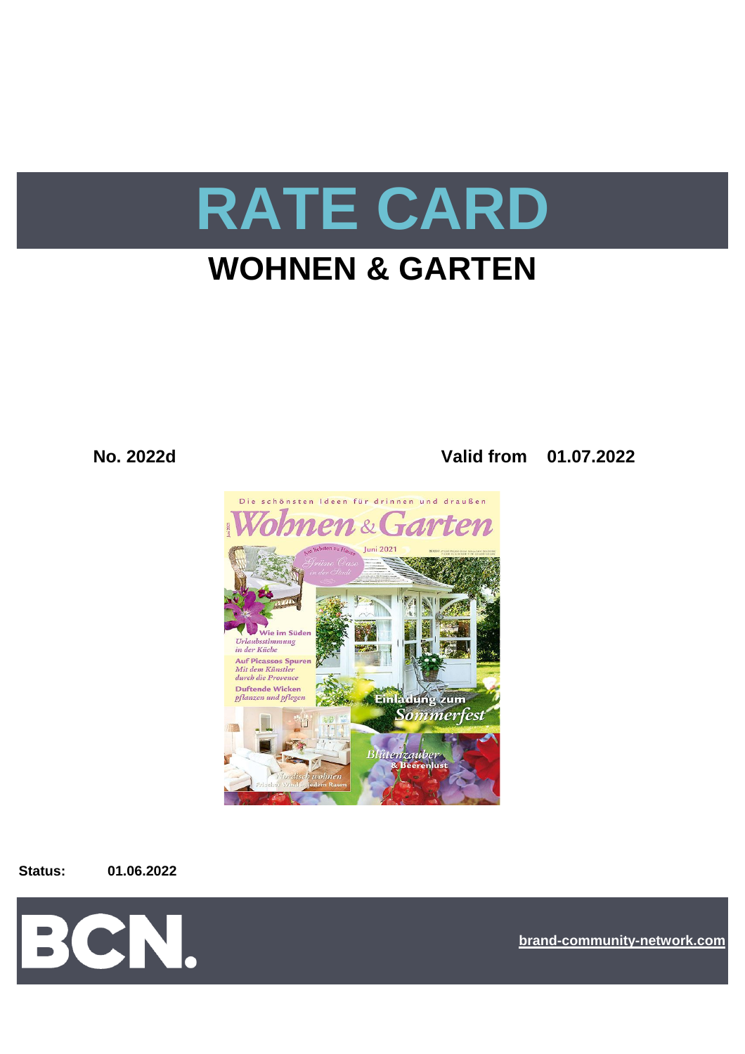# RATE CARD

## WOHNEN & GARTEN

**No. 2022d** **Valid from 01.07.2022**

**Status:** **01.06.2022**

BCN.

brand-community-network.com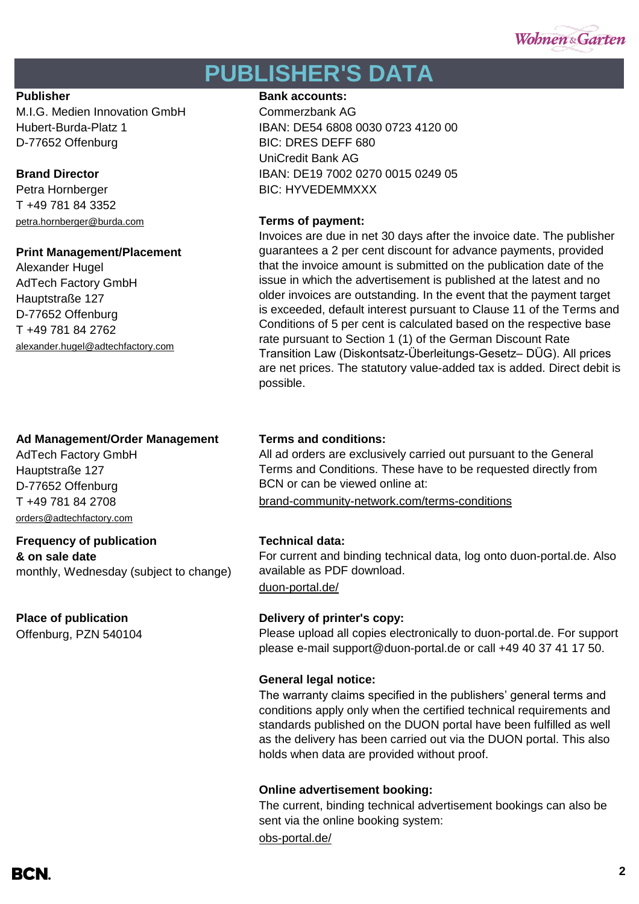# PUBLISHER'S DATA

**Publisher**
M.I.G. Medien Innovation GmbH
Hubert-Burda-Platz 1
D-77652 Offenburg

**Brand Director**
Petra Hornberger
T +49 781 84 3352
petra.hornberger@burda.com

**Print Management/Placement**
Alexander Hugel
AdTech Factory GmbH
Hauptstraße 127
D-77652 Offenburg
T +49 781 84 2762
alexander.hugel@adtechfactory.com

**Ad Management/Order Management**
AdTech Factory GmbH
Hauptstraße 127
D-77652 Offenburg
T +49 781 84 2708
orders@adtechfactory.com

**Frequency of publication & on sale date**
monthly, Wednesday (subject to change)

**Place of publication**
Offenburg, PZN 540104

**Bank accounts:**
Commerzbank AG
IBAN: DE54 6808 0030 0723 4120 00
BIC: DRES DEFF 680
UniCredit Bank AG
IBAN: DE19 7002 0270 0015 0249 05
BIC: HYVEDEMMXXX

**Terms of payment:**
Invoices are due in net 30 days after the invoice date. The publisher guarantees a 2 per cent discount for advance payments, provided that the invoice amount is submitted on the publication date of the issue in which the advertisement is published at the latest and no older invoices are outstanding. In the event that the payment target is exceeded, default interest pursuant to Clause 11 of the Terms and Conditions of 5 per cent is calculated based on the respective base rate pursuant to Section 1 (1) of the German Discount Rate Transition Law (Diskontsatz-Überleitungs-Gesetz– DÜG). All prices are net prices. The statutory value-added tax is added. Direct debit is possible.

**Terms and conditions:**
All ad orders are exclusively carried out pursuant to the General Terms and Conditions. These have to be requested directly from BCN or can be viewed online at:
brand-community-network.com/terms-conditions

**Technical data:**
For current and binding technical data, log onto duon-portal.de. Also available as PDF download.
duon-portal.de/

**Delivery of printer's copy:**
Please upload all copies electronically to duon-portal.de. For support please e-mail support@duon-portal.de or call +49 40 37 41 17 50.

**General legal notice:**
The warranty claims specified in the publishers' general terms and conditions apply only when the certified technical requirements and standards published on the DUON portal have been fulfilled as well as the delivery has been carried out via the DUON portal. This also holds when data are provided without proof.

**Online advertisement booking:**
The current, binding technical advertisement bookings can also be sent via the online booking system:
obs-portal.de/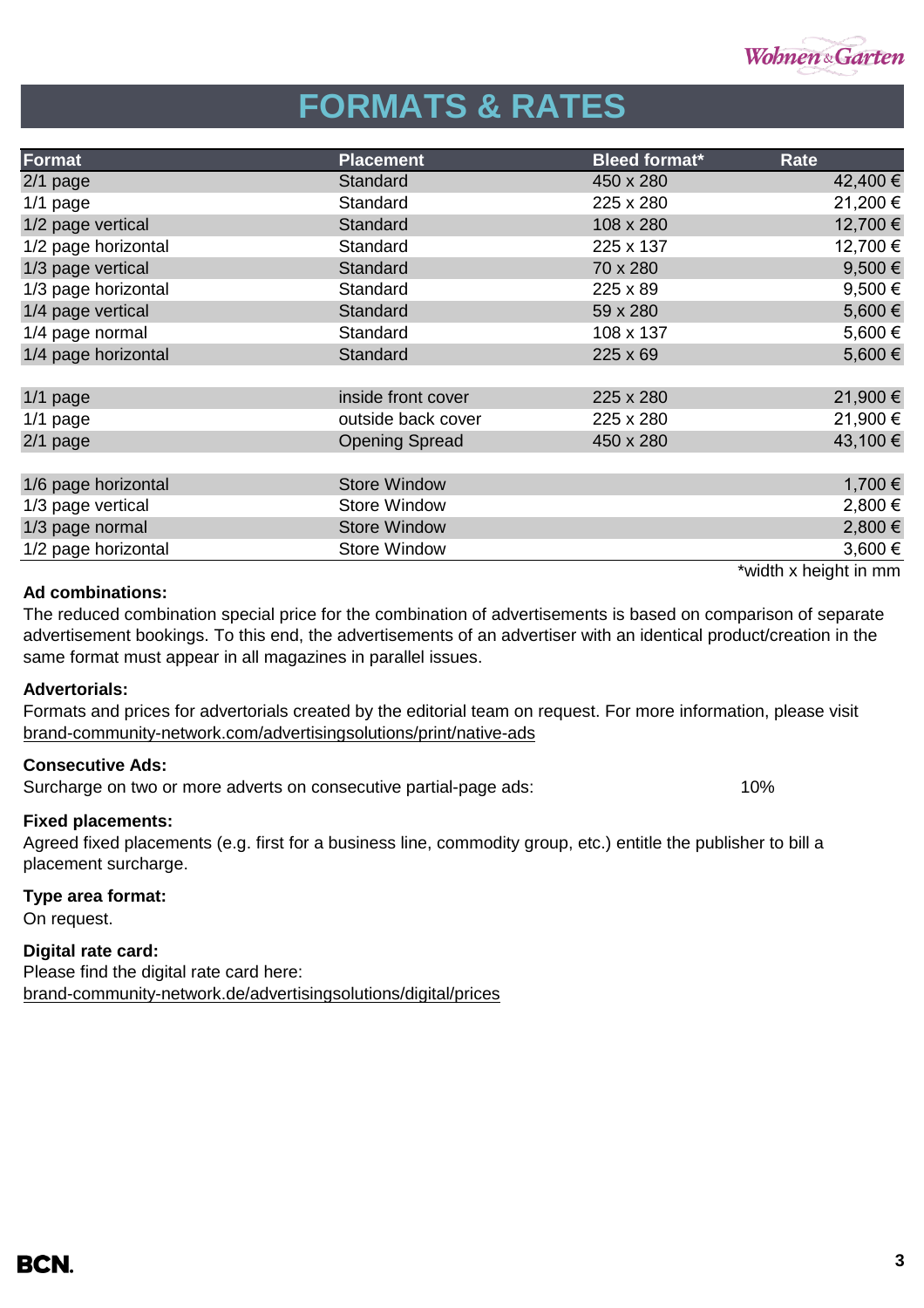#### FORMATS & RATES

| Format | Placement | Bleed format* | Rate |
|---|---|---|---|
| 2/1 page | Standard | 450 x 280 | 42,400 € |
| 1/1 page | Standard | 225 x 280 | 21,200 € |
| 1/2 page vertical | Standard | 108 x 280 | 12,700 € |
| 1/2 page horizontal | Standard | 225 x 137 | 12,700 € |
| 1/3 page vertical | Standard | 70 x 280 | 9,500 € |
| 1/3 page horizontal | Standard | 225 x 89 | 9,500 € |
| 1/4 page vertical | Standard | 59 x 280 | 5,600 € |
| 1/4 page normal | Standard | 108 x 137 | 5,600 € |
| 1/4 page horizontal | Standard | 225 x 69 | 5,600 € |
| | | | |
| 1/1 page | inside front cover | 225 x 280 | 21,900 € |
| 1/1 page | outside back cover | 225 x 280 | 21,900 € |
| 2/1 page | Opening Spread | 450 x 280 | 43,100 € |
| | | | |
| 1/6 page horizontal | Store Window | | 1,700 € |
| 1/3 page vertical | Store Window | | 2,800 € |
| 1/3 page normal | Store Window | | 2,800 € |
| 1/2 page horizontal | Store Window | | 3,600 € |

*width x height in mm

**Ad combinations:**
The reduced combination special price for the combination of advertisements is based on comparison of separate advertisement bookings. To this end, the advertisements of an advertiser with an identical product/creation in the same format must appear in all magazines in parallel issues.

**Advertorials:**
Formats and prices for advertorials created by the editorial team on request. For more information, please visit brand-community-network.com/advertisingsolutions/print/native-ads

**Consecutive Ads:**
Surcharge on two or more adverts on consecutive partial-page ads: 10%

**Fixed placements:**
Agreed fixed placements (e.g. first for a business line, commodity group, etc.) entitle the publisher to bill a placement surcharge.

**Type area format:**
On request.

**Digital rate card:**
Please find the digital rate card here:
brand-community-network.de/advertisingsolutions/digital/prices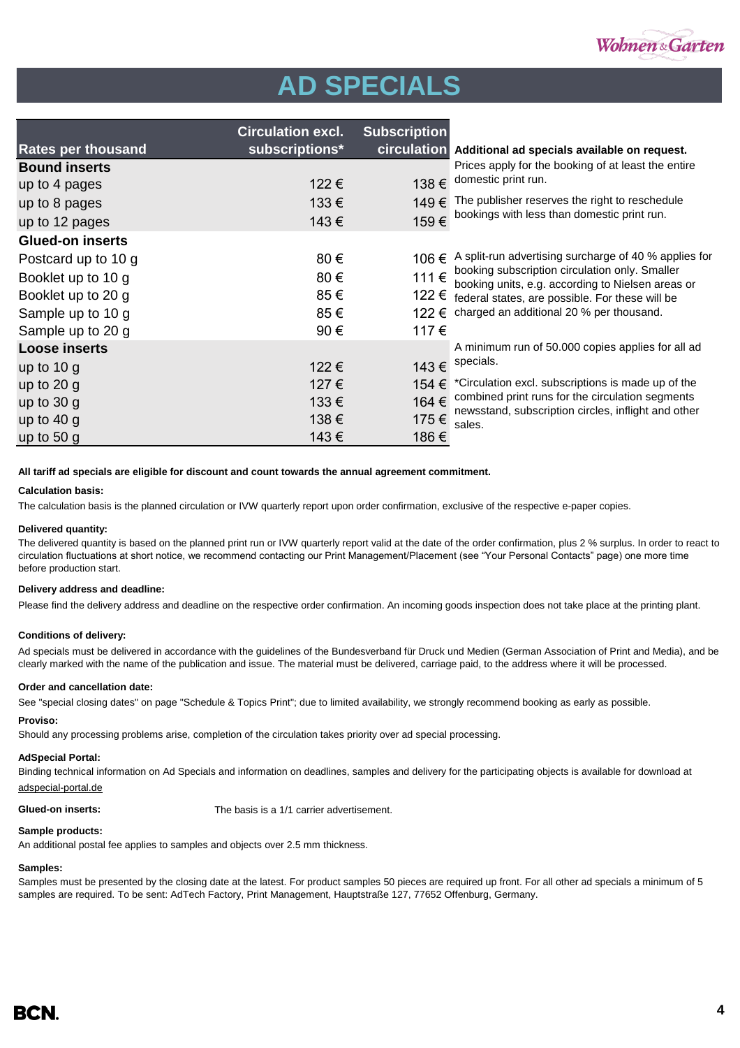# AD SPECIALS

| Rates per thousand | Circulation excl. subscriptions* | Subscription circulation |
|---|---|---|
| **Bound inserts** | | |
| up to 4 pages | 122 € | 138 € |
| up to 8 pages | 133 € | 149 € |
| up to 12 pages | 143 € | 159 € |
| **Glued-on inserts** | | |
| Postcard up to 10 g | 80 € | 106 € |
| Booklet up to 10 g | 80 € | 111 € |
| Booklet up to 20 g | 85 € | 122 € |
| Sample up to 10 g | 85 € | 122 € |
| Sample up to 20 g | 90 € | 117 € |
| **Loose inserts** | | |
| up to 10 g | 122 € | 143 € |
| up to 20 g | 127 € | 154 € |
| up to 30 g | 133 € | 164 € |
| up to 40 g | 138 € | 175 € |
| up to 50 g | 143 € | 186 € |

**Additional ad specials available on request.**

Prices apply for the booking of at least the entire domestic print run.

The publisher reserves the right to reschedule bookings with less than domestic print run.

A split-run advertising surcharge of 40 % applies for booking subscription circulation only. Smaller booking units, e.g. according to Nielsen areas or federal states, are possible. For these will be charged an additional 20 % per thousand.

A minimum run of 50.000 copies applies for all ad specials.

*Circulation excl. subscriptions is made up of the combined print runs for the circulation segments newsstand, subscription circles, inflight and other sales.

**All tariff ad specials are eligible for discount and count towards the annual agreement commitment.**

**Calculation basis:**

The calculation basis is the planned circulation or IVW quarterly report upon order confirmation, exclusive of the respective e-paper copies.

**Delivered quantity:**

The delivered quantity is based on the planned print run or IVW quarterly report valid at the date of the order confirmation, plus 2 % surplus. In order to react to circulation fluctuations at short notice, we recommend contacting our Print Management/Placement (see "Your Personal Contacts" page) one more time before production start.

**Delivery address and deadline:**

Please find the delivery address and deadline on the respective order confirmation. An incoming goods inspection does not take place at the printing plant.

**Conditions of delivery:**

Ad specials must be delivered in accordance with the guidelines of the Bundesverband für Druck und Medien (German Association of Print and Media), and be clearly marked with the name of the publication and issue. The material must be delivered, carriage paid, to the address where it will be processed.

**Order and cancellation date:**

See "special closing dates" on page "Schedule & Topics Print"; due to limited availability, we strongly recommend booking as early as possible.

**Proviso:**

Should any processing problems arise, completion of the circulation takes priority over ad special processing.

**AdSpecial Portal:**

Binding technical information on Ad Specials and information on deadlines, samples and delivery for the participating objects is available for download at adspecial-portal.de

**Glued-on inserts:** The basis is a 1/1 carrier advertisement.

**Sample products:**

An additional postal fee applies to samples and objects over 2.5 mm thickness.

**Samples:**

Samples must be presented by the closing date at the latest. For product samples 50 pieces are required up front. For all other ad specials a minimum of 5 samples are required. To be sent: AdTech Factory, Print Management, Hauptstraße 127, 77652 Offenburg, Germany.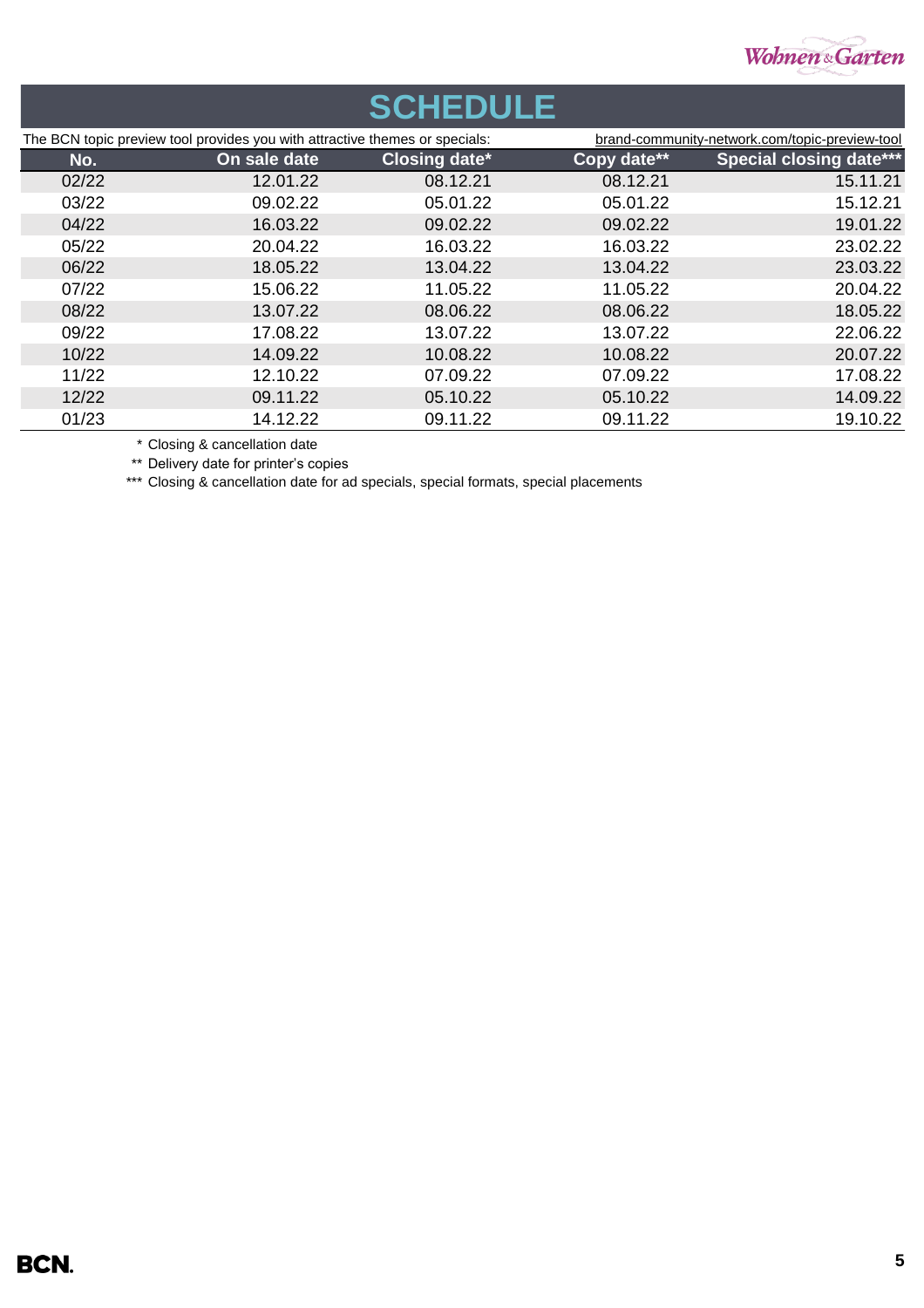# SCHEDULE

The BCN topic preview tool provides you with attractive themes or specials: brand-community-network.com/topic-preview-tool

| No. | On sale date | Closing date* | Copy date** | Special closing date*** |
|---|---|---|---|---|
| 02/22 | 12.01.22 | 08.12.21 | 08.12.21 | 15.11.21 |
| 03/22 | 09.02.22 | 05.01.22 | 05.01.22 | 15.12.21 |
| 04/22 | 16.03.22 | 09.02.22 | 09.02.22 | 19.01.22 |
| 05/22 | 20.04.22 | 16.03.22 | 16.03.22 | 23.02.22 |
| 06/22 | 18.05.22 | 13.04.22 | 13.04.22 | 23.03.22 |
| 07/22 | 15.06.22 | 11.05.22 | 11.05.22 | 20.04.22 |
| 08/22 | 13.07.22 | 08.06.22 | 08.06.22 | 18.05.22 |
| 09/22 | 17.08.22 | 13.07.22 | 13.07.22 | 22.06.22 |
| 10/22 | 14.09.22 | 10.08.22 | 10.08.22 | 20.07.22 |
| 11/22 | 12.10.22 | 07.09.22 | 07.09.22 | 17.08.22 |
| 12/22 | 09.11.22 | 05.10.22 | 05.10.22 | 14.09.22 |
| 01/23 | 14.12.22 | 09.11.22 | 09.11.22 | 19.10.22 |

\* Closing & cancellation date

** Delivery date for printer's copies

*** Closing & cancellation date for ad specials, special formats, special placements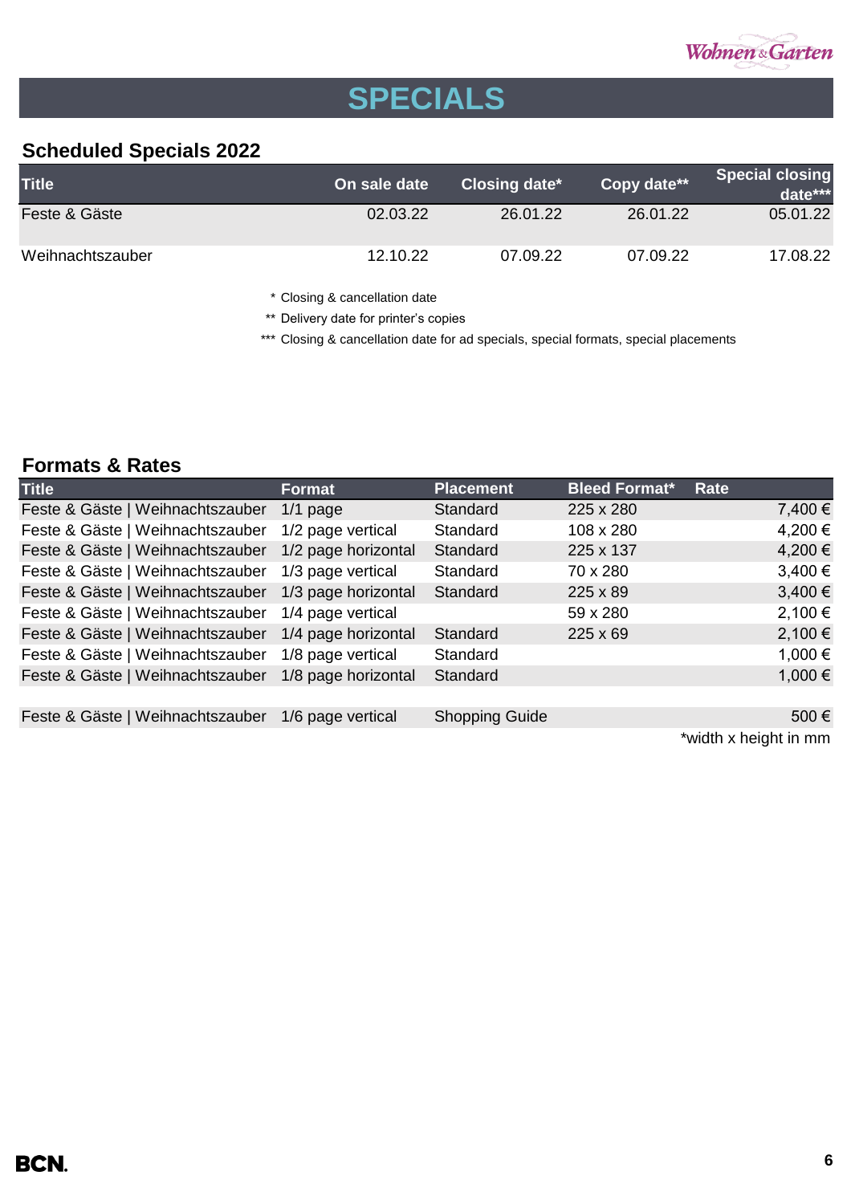# SPECIALS

## Scheduled Specials 2022

| Title | On sale date | Closing date* | Copy date** | Special closing date*** |
|---|---|---|---|---|
| Feste & Gäste | 02.03.22 | 26.01.22 | 26.01.22 | 05.01.22 |
| Weihnachtszauber | 12.10.22 | 07.09.22 | 07.09.22 | 17.08.22 |

\* Closing & cancellation date

\*\* Delivery date for printer’s copies

\*\*\* Closing & cancellation date for ad specials, special formats, special placements

## Formats & Rates

| Title | Format | Placement | Bleed Format* | Rate |
|---|---|---|---|---|
| Feste & Gäste \| Weihnachtszauber | 1/1 page | Standard | 225 x 280 | 7,400 € |
| Feste & Gäste \| Weihnachtszauber | 1/2 page vertical | Standard | 108 x 280 | 4,200 € |
| Feste & Gäste \| Weihnachtszauber | 1/2 page horizontal | Standard | 225 x 137 | 4,200 € |
| Feste & Gäste \| Weihnachtszauber | 1/3 page vertical | Standard | 70 x 280 | 3,400 € |
| Feste & Gäste \| Weihnachtszauber | 1/3 page horizontal | Standard | 225 x 89 | 3,400 € |
| Feste & Gäste \| Weihnachtszauber | 1/4 page vertical | | 59 x 280 | 2,100 € |
| Feste & Gäste \| Weihnachtszauber | 1/4 page horizontal | Standard | 225 x 69 | 2,100 € |
| Feste & Gäste \| Weihnachtszauber | 1/8 page vertical | Standard | | 1,000 € |
| Feste & Gäste \| Weihnachtszauber | 1/8 page horizontal | Standard | | 1,000 € |
| | | | | |
| Feste & Gäste \| Weihnachtszauber | 1/6 page vertical | Shopping Guide | | 500 € |

*width x height in mm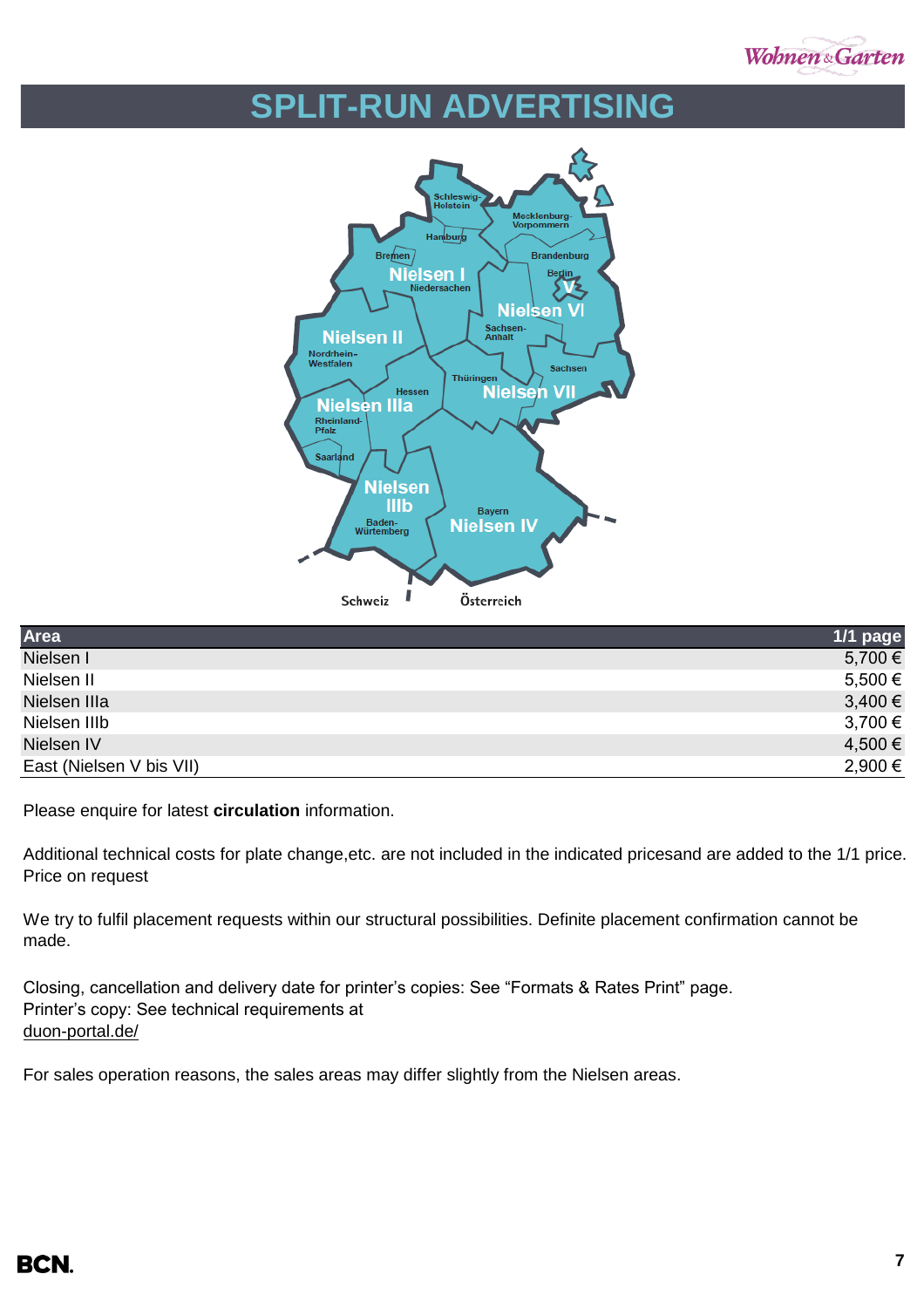# SPLIT-RUN ADVERTISING

| Area | 1/1 page |
|---|---|
| Nielsen I | 5,700 € |
| Nielsen II | 5,500 € |
| Nielsen IIIa | 3,400 € |
| Nielsen IIIb | 3,700 € |
| Nielsen IV | 4,500 € |
| East (Nielsen V bis VII) | 2,900 € |

Please enquire for latest **circulation** information.

Additional technical costs for plate change,etc. are not included in the indicated pricesand are added to the 1/1 price. Price on request

We try to fulfil placement requests within our structural possibilities. Definite placement confirmation cannot be made.

Closing, cancellation and delivery date for printer's copies: See "Formats & Rates Print" page.
Printer's copy: See technical requirements at
duon-portal.de/

For sales operation reasons, the sales areas may differ slightly from the Nielsen areas.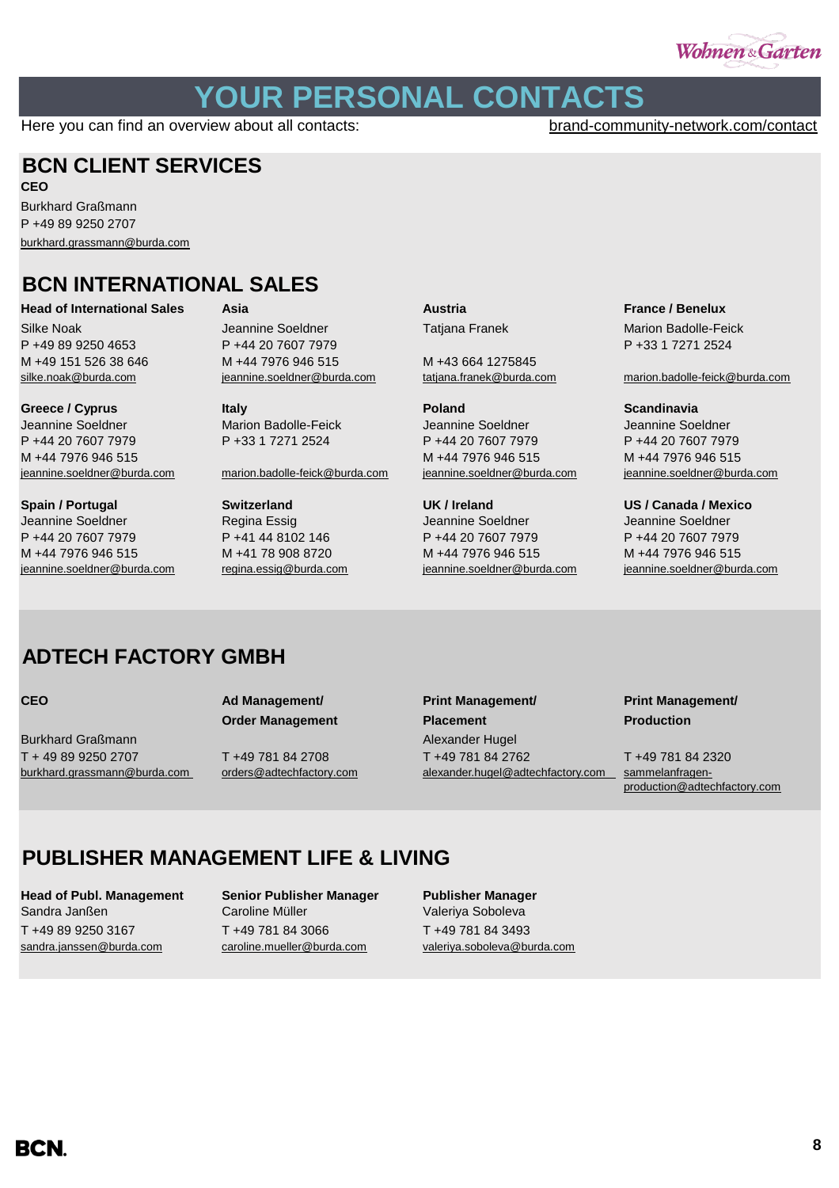# YOUR PERSONAL CONTACTS

Here you can find an overview about all contacts: brand-community-network.com/contact

## BCN CLIENT SERVICES

**CEO**
Burkhard Graßmann
P +49 89 9250 2707
burkhard.grassmann@burda.com

## BCN INTERNATIONAL SALES

**Head of International Sales**
Silke Noak
P +49 89 9250 4653
M +49 151 526 38 646
silke.noak@burda.com

**Asia**
Jeannine Soeldner
P +44 20 7607 7979
M +44 7976 946 515
jeannine.soeldner@burda.com

**Austria**
Tatjana Franek
M +43 664 1275845
tatjana.franek@burda.com

**France / Benelux**
Marion Badolle-Feick
P +33 1 7271 2524
marion.badolle-feick@burda.com

**Greece / Cyprus**
Jeannine Soeldner
P +44 20 7607 7979
M +44 7976 946 515
jeannine.soeldner@burda.com

**Italy**
Marion Badolle-Feick
P +33 1 7271 2524
marion.badolle-feick@burda.com

**Poland**
Jeannine Soeldner
P +44 20 7607 7979
M +44 7976 946 515
jeannine.soeldner@burda.com

**Scandinavia**
Jeannine Soeldner
P +44 20 7607 7979
M +44 7976 946 515
jeannine.soeldner@burda.com

**Spain / Portugal**
Jeannine Soeldner
P +44 20 7607 7979
M +44 7976 946 515
jeannine.soeldner@burda.com

**Switzerland**
Regina Essig
P +41 44 8102 146
M +41 78 908 8720
regina.essig@burda.com

**UK / Ireland**
Jeannine Soeldner
P +44 20 7607 7979
M +44 7976 946 515
jeannine.soeldner@burda.com

**US / Canada / Mexico**
Jeannine Soeldner
P +44 20 7607 7979
M +44 7976 946 515
jeannine.soeldner@burda.com

## ADTECH FACTORY GMBH

**CEO**
Burkhard Graßmann
T + 49 89 9250 2707
burkhard.grassmann@burda.com

**Ad Management/ Order Management**
T +49 781 84 2708
orders@adtechfactory.com

**Print Management/ Placement**
Alexander Hugel
T +49 781 84 2762
alexander.hugel@adtechfactory.com

**Print Management/ Production**
T +49 781 84 2320
sammelanfragen-production@adtechfactory.com

## PUBLISHER MANAGEMENT LIFE & LIVING

**Head of Publ. Management**
Sandra Janßen
T +49 89 9250 3167
sandra.janssen@burda.com

**Senior Publisher Manager**
Caroline Müller
T +49 781 84 3066
caroline.mueller@burda.com

**Publisher Manager**
Valeriya Soboleva
T +49 781 84 3493
valeriya.soboleva@burda.com